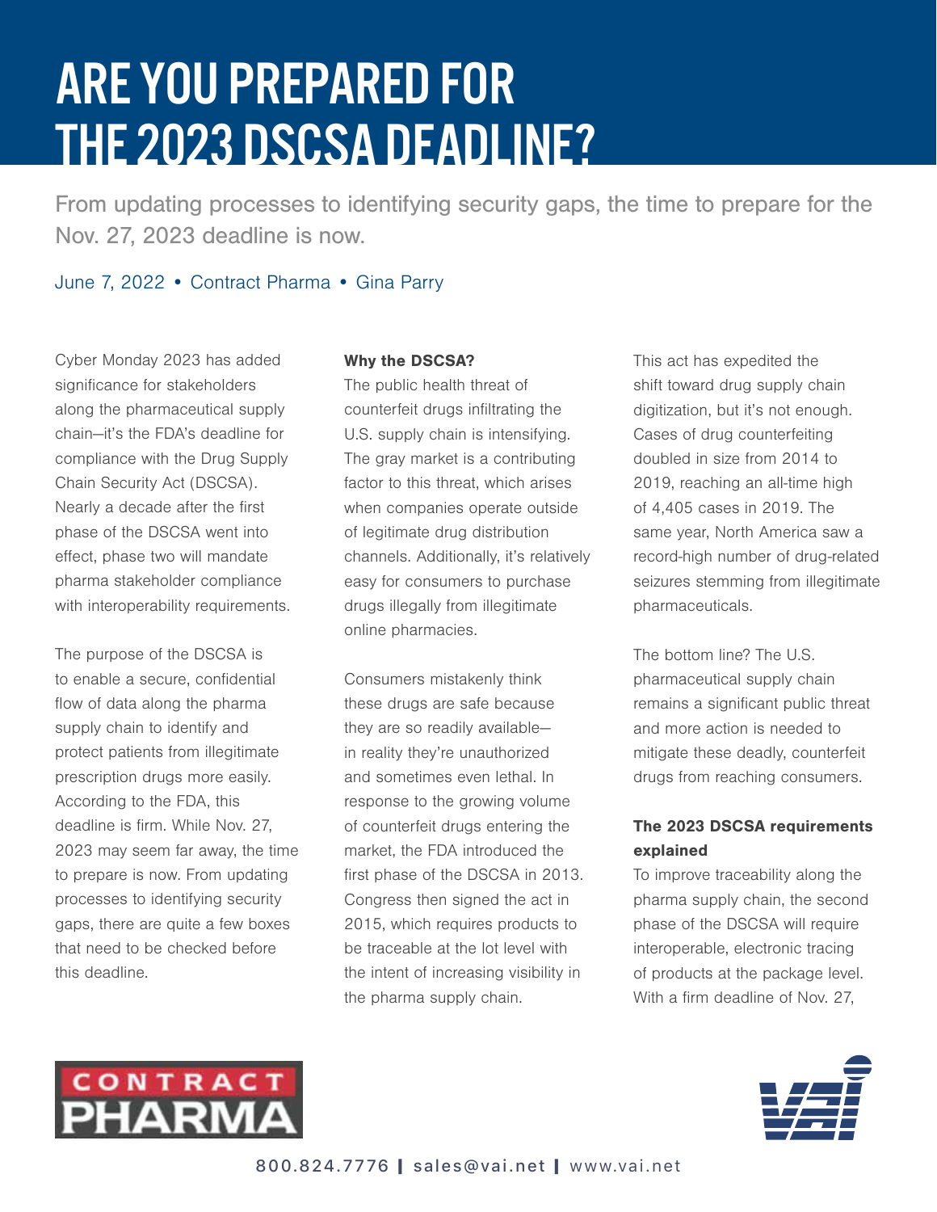# ARE YOU PREPARED FOR THE 2023 DSCSA DEADLINE?

From updating processes to identifying security gaps, the time to prepare for the Nov. 27, 2023 deadline is now.

June 7, 2022 • Contract Pharma • Gina Parry

Cyber Monday 2023 has added significance for stakeholders along the pharmaceutical supply chain—it's the FDA's deadline for compliance with the Drug Supply Chain Security Act (DSCSA). Nearly a decade after the first phase of the DSCSA went into effect, phase two will mandate pharma stakeholder compliance with interoperability requirements.

The purpose of the DSCSA is to enable a secure, confidential flow of data along the pharma supply chain to identify and protect patients from illegitimate prescription drugs more easily. According to the FDA, this deadline is firm. While Nov. 27, 2023 may seem far away, the time to prepare is now. From updating processes to identifying security gaps, there are quite a few boxes that need to be checked before this deadline.

**Why the DSCSA?**

The public health threat of counterfeit drugs infiltrating the U.S. supply chain is intensifying. The gray market is a contributing factor to this threat, which arises when companies operate outside of legitimate drug distribution channels. Additionally, it's relatively easy for consumers to purchase drugs illegally from illegitimate online pharmacies.

Consumers mistakenly think these drugs are safe because they are so readily available—in reality they're unauthorized and sometimes even lethal. In response to the growing volume of counterfeit drugs entering the market, the FDA introduced the first phase of the DSCSA in 2013. Congress then signed the act in 2015, which requires products to be traceable at the lot level with the intent of increasing visibility in the pharma supply chain.

This act has expedited the shift toward drug supply chain digitization, but it's not enough. Cases of drug counterfeiting doubled in size from 2014 to 2019, reaching an all-time high of 4,405 cases in 2019. The same year, North America saw a record-high number of drug-related seizures stemming from illegitimate pharmaceuticals.

The bottom line? The U.S. pharmaceutical supply chain remains a significant public threat and more action is needed to mitigate these deadly, counterfeit drugs from reaching consumers.

**The 2023 DSCSA requirements explained**

To improve traceability along the pharma supply chain, the second phase of the DSCSA will require interoperable, electronic tracing of products at the package level. With a firm deadline of Nov. 27,

800.824.7776 | sales@vai.net | www.vai.net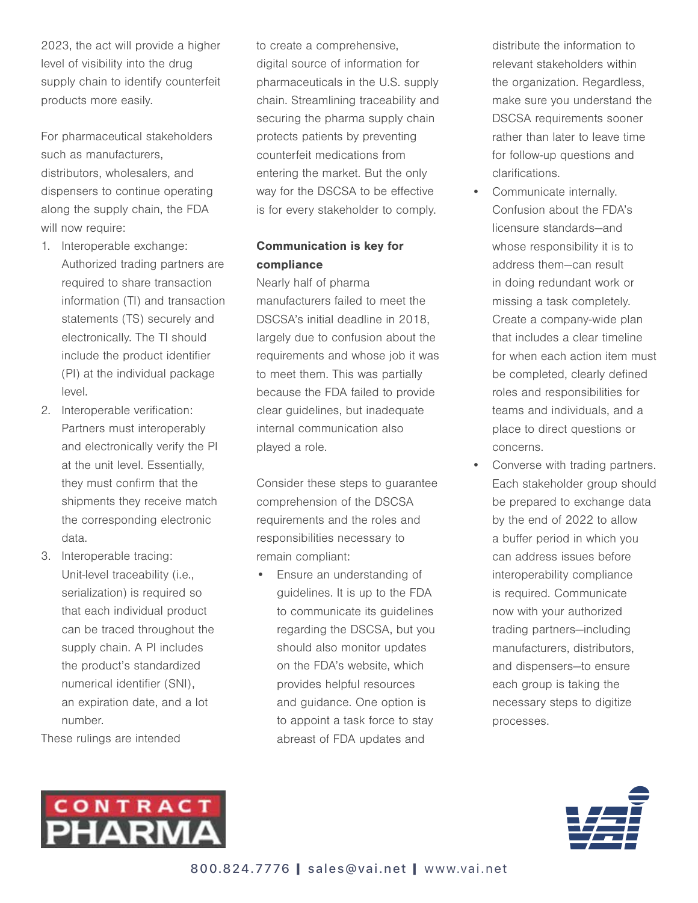2023, the act will provide a higher level of visibility into the drug supply chain to identify counterfeit products more easily.

For pharmaceutical stakeholders such as manufacturers, distributors, wholesalers, and dispensers to continue operating along the supply chain, the FDA will now require:

1. Interoperable exchange: Authorized trading partners are required to share transaction information (TI) and transaction statements (TS) securely and electronically. The TI should include the product identifier (PI) at the individual package level.
2. Interoperable verification: Partners must interoperably and electronically verify the PI at the unit level. Essentially, they must confirm that the shipments they receive match the corresponding electronic data.
3. Interoperable tracing: Unit-level traceability (i.e., serialization) is required so that each individual product can be traced throughout the supply chain. A PI includes the product's standardized numerical identifier (SNI), an expiration date, and a lot number.

These rulings are intended to create a comprehensive, digital source of information for pharmaceuticals in the U.S. supply chain. Streamlining traceability and securing the pharma supply chain protects patients by preventing counterfeit medications from entering the market. But the only way for the DSCSA to be effective is for every stakeholder to comply.

**Communication is key for compliance**

Nearly half of pharma manufacturers failed to meet the DSCSA's initial deadline in 2018, largely due to confusion about the requirements and whose job it was to meet them. This was partially because the FDA failed to provide clear guidelines, but inadequate internal communication also played a role.

Consider these steps to guarantee comprehension of the DSCSA requirements and the roles and responsibilities necessary to remain compliant:

- Ensure an understanding of guidelines. It is up to the FDA to communicate its guidelines regarding the DSCSA, but you should also monitor updates on the FDA's website, which provides helpful resources and guidance. One option is to appoint a task force to stay abreast of FDA updates and distribute the information to relevant stakeholders within the organization. Regardless, make sure you understand the DSCSA requirements sooner rather than later to leave time for follow-up questions and clarifications.
- Communicate internally. Confusion about the FDA's licensure standards—and whose responsibility it is to address them—can result in doing redundant work or missing a task completely. Create a company-wide plan that includes a clear timeline for when each action item must be completed, clearly defined roles and responsibilities for teams and individuals, and a place to direct questions or concerns.
- Converse with trading partners. Each stakeholder group should be prepared to exchange data by the end of 2022 to allow a buffer period in which you can address issues before interoperability compliance is required. Communicate now with your authorized trading partners—including manufacturers, distributors, and dispensers—to ensure each group is taking the necessary steps to digitize processes.

CONTRACT PHARMA

800.824.7776 | sales@vai.net | www.vai.net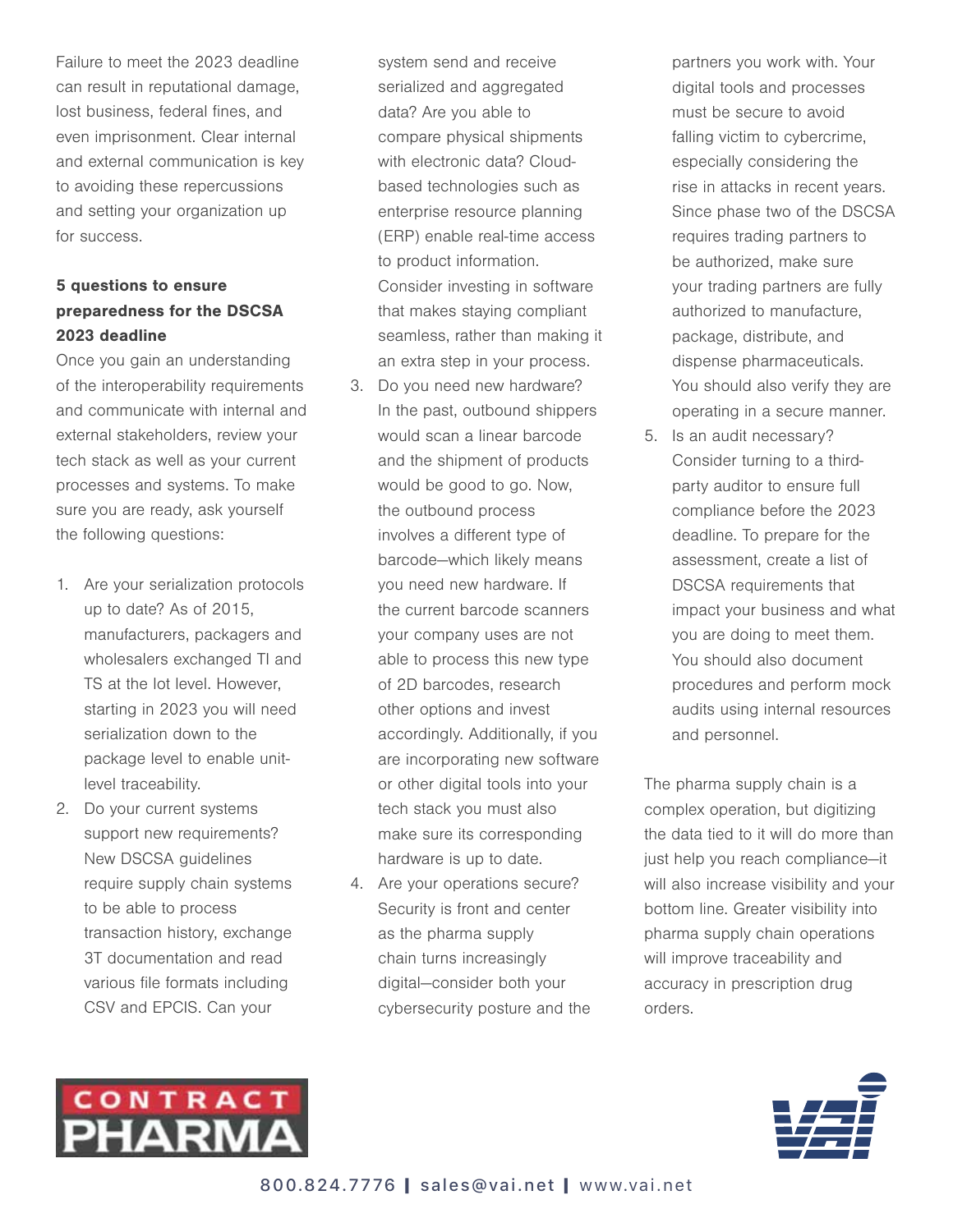Failure to meet the 2023 deadline can result in reputational damage, lost business, federal fines, and even imprisonment. Clear internal and external communication is key to avoiding these repercussions and setting your organization up for success.

**5 questions to ensure preparedness for the DSCSA 2023 deadline**

Once you gain an understanding of the interoperability requirements and communicate with internal and external stakeholders, review your tech stack as well as your current processes and systems. To make sure you are ready, ask yourself the following questions:

1. Are your serialization protocols up to date? As of 2015, manufacturers, packagers and wholesalers exchanged TI and TS at the lot level. However, starting in 2023 you will need serialization down to the package level to enable unit-level traceability.
2. Do your current systems support new requirements? New DSCSA guidelines require supply chain systems to be able to process transaction history, exchange 3T documentation and read various file formats including CSV and EPCIS. Can your system send and receive serialized and aggregated data? Are you able to compare physical shipments with electronic data? Cloud-based technologies such as enterprise resource planning (ERP) enable real-time access to product information. Consider investing in software that makes staying compliant seamless, rather than making it an extra step in your process.
3. Do you need new hardware? In the past, outbound shippers would scan a linear barcode and the shipment of products would be good to go. Now, the outbound process involves a different type of barcode—which likely means you need new hardware. If the current barcode scanners your company uses are not able to process this new type of 2D barcodes, research other options and invest accordingly. Additionally, if you are incorporating new software or other digital tools into your tech stack you must also make sure its corresponding hardware is up to date.
4. Are your operations secure? Security is front and center as the pharma supply chain turns increasingly digital—consider both your cybersecurity posture and the partners you work with. Your digital tools and processes must be secure to avoid falling victim to cybercrime, especially considering the rise in attacks in recent years. Since phase two of the DSCSA requires trading partners to be authorized, make sure your trading partners are fully authorized to manufacture, package, distribute, and dispense pharmaceuticals. You should also verify they are operating in a secure manner.
5. Is an audit necessary? Consider turning to a third-party auditor to ensure full compliance before the 2023 deadline. To prepare for the assessment, create a list of DSCSA requirements that impact your business and what you are doing to meet them. You should also document procedures and perform mock audits using internal resources and personnel.

The pharma supply chain is a complex operation, but digitizing the data tied to it will do more than just help you reach compliance—it will also increase visibility and your bottom line. Greater visibility into pharma supply chain operations will improve traceability and accuracy in prescription drug orders.

CONTRACT PHARMA

VAI

800.824.7776 | sales@vai.net | www.vai.net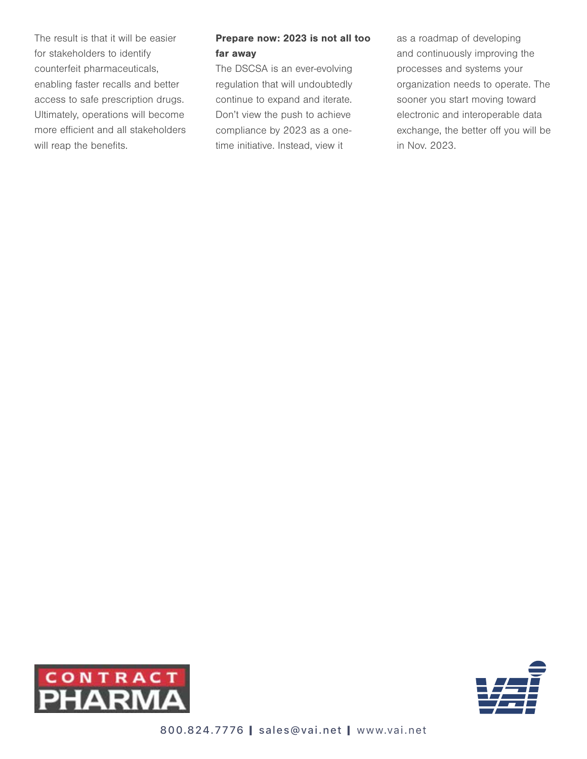The result is that it will be easier for stakeholders to identify counterfeit pharmaceuticals, enabling faster recalls and better access to safe prescription drugs. Ultimately, operations will become more efficient and all stakeholders will reap the benefits.

**Prepare now: 2023 is not all too far away**

The DSCSA is an ever-evolving regulation that will undoubtedly continue to expand and iterate. Don't view the push to achieve compliance by 2023 as a one-time initiative. Instead, view it as a roadmap of developing and continuously improving the processes and systems your organization needs to operate. The sooner you start moving toward electronic and interoperable data exchange, the better off you will be in Nov. 2023.

CONTRACT PHARMA

VAI

800.824.7776 | sales@vai.net | www.vai.net